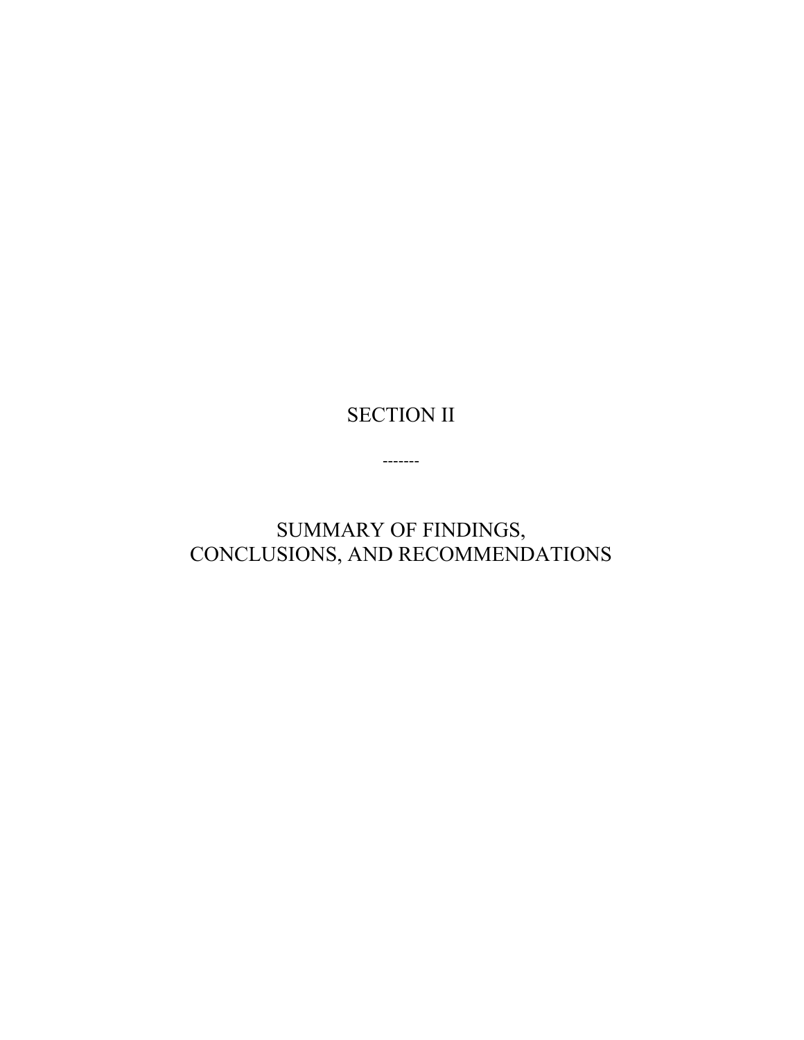# SECTION II

-------

# SUMMARY OF FINDINGS, CONCLUSIONS, AND RECOMMENDATIONS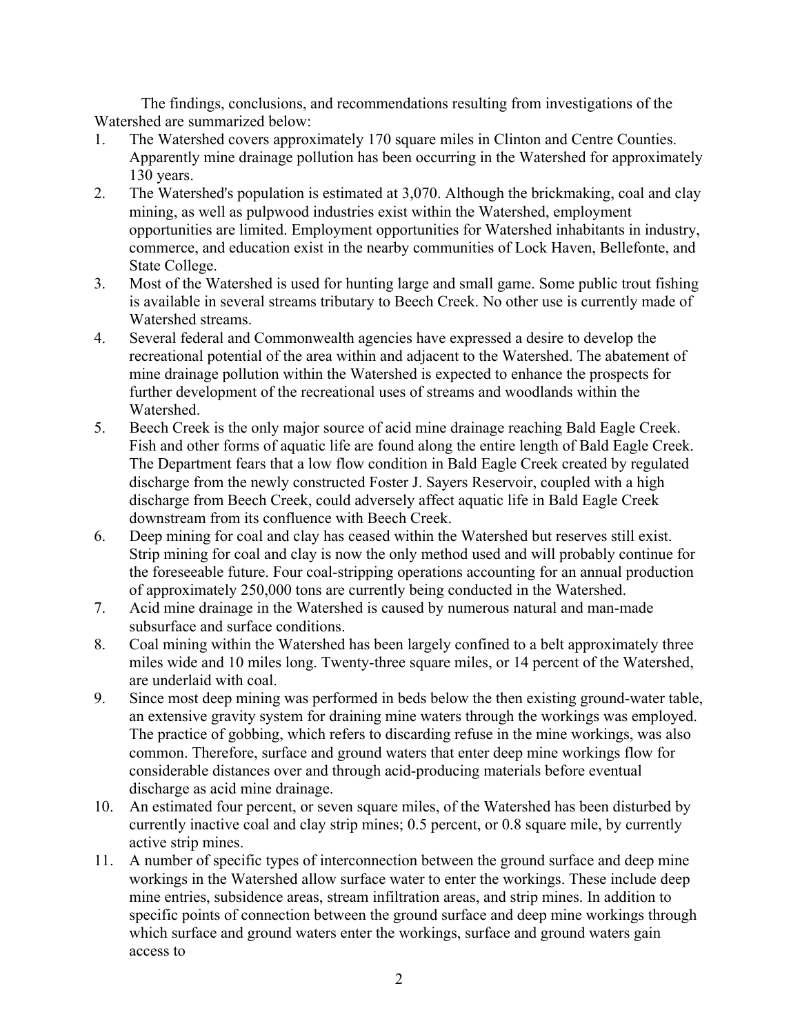The findings, conclusions, and recommendations resulting from investigations of the Watershed are summarized below:

1. The Watershed covers approximately 170 square miles in Clinton and Centre Counties. Apparently mine drainage pollution has been occurring in the Watershed for approximately 130 years.
2. The Watershed's population is estimated at 3,070. Although the brickmaking, coal and clay mining, as well as pulpwood industries exist within the Watershed, employment opportunities are limited. Employment opportunities for Watershed inhabitants in industry, commerce, and education exist in the nearby communities of Lock Haven, Bellefonte, and State College.
3. Most of the Watershed is used for hunting large and small game. Some public trout fishing is available in several streams tributary to Beech Creek. No other use is currently made of Watershed streams.
4. Several federal and Commonwealth agencies have expressed a desire to develop the recreational potential of the area within and adjacent to the Watershed. The abatement of mine drainage pollution within the Watershed is expected to enhance the prospects for further development of the recreational uses of streams and woodlands within the Watershed.
5. Beech Creek is the only major source of acid mine drainage reaching Bald Eagle Creek. Fish and other forms of aquatic life are found along the entire length of Bald Eagle Creek. The Department fears that a low flow condition in Bald Eagle Creek created by regulated discharge from the newly constructed Foster J. Sayers Reservoir, coupled with a high discharge from Beech Creek, could adversely affect aquatic life in Bald Eagle Creek downstream from its confluence with Beech Creek.
6. Deep mining for coal and clay has ceased within the Watershed but reserves still exist. Strip mining for coal and clay is now the only method used and will probably continue for the foreseeable future. Four coal-stripping operations accounting for an annual production of approximately 250,000 tons are currently being conducted in the Watershed.
7. Acid mine drainage in the Watershed is caused by numerous natural and man-made subsurface and surface conditions.
8. Coal mining within the Watershed has been largely confined to a belt approximately three miles wide and 10 miles long. Twenty-three square miles, or 14 percent of the Watershed, are underlaid with coal.
9. Since most deep mining was performed in beds below the then existing ground-water table, an extensive gravity system for draining mine waters through the workings was employed. The practice of gobbing, which refers to discarding refuse in the mine workings, was also common. Therefore, surface and ground waters that enter deep mine workings flow for considerable distances over and through acid-producing materials before eventual discharge as acid mine drainage.
10. An estimated four percent, or seven square miles, of the Watershed has been disturbed by currently inactive coal and clay strip mines; 0.5 percent, or 0.8 square mile, by currently active strip mines.
11. A number of specific types of interconnection between the ground surface and deep mine workings in the Watershed allow surface water to enter the workings. These include deep mine entries, subsidence areas, stream infiltration areas, and strip mines. In addition to specific points of connection between the ground surface and deep mine workings through which surface and ground waters enter the workings, surface and ground waters gain access to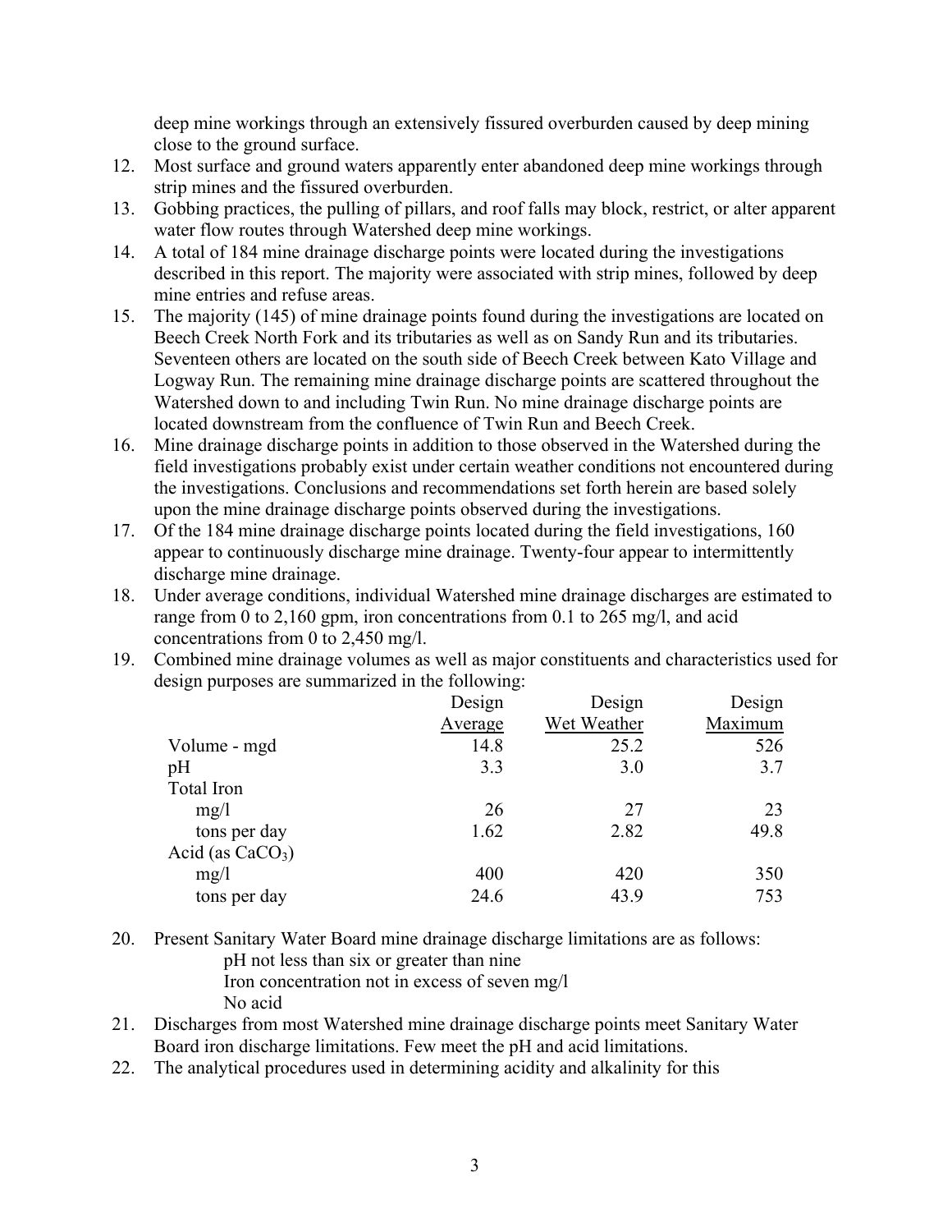deep mine workings through an extensively fissured overburden caused by deep mining close to the ground surface.

12. Most surface and ground waters apparently enter abandoned deep mine workings through strip mines and the fissured overburden.
13. Gobbing practices, the pulling of pillars, and roof falls may block, restrict, or alter apparent water flow routes through Watershed deep mine workings.
14. A total of 184 mine drainage discharge points were located during the investigations described in this report. The majority were associated with strip mines, followed by deep mine entries and refuse areas.
15. The majority (145) of mine drainage points found during the investigations are located on Beech Creek North Fork and its tributaries as well as on Sandy Run and its tributaries. Seventeen others are located on the south side of Beech Creek between Kato Village and Logway Run. The remaining mine drainage discharge points are scattered throughout the Watershed down to and including Twin Run. No mine drainage discharge points are located downstream from the confluence of Twin Run and Beech Creek.
16. Mine drainage discharge points in addition to those observed in the Watershed during the field investigations probably exist under certain weather conditions not encountered during the investigations. Conclusions and recommendations set forth herein are based solely upon the mine drainage discharge points observed during the investigations.
17. Of the 184 mine drainage discharge points located during the field investigations, 160 appear to continuously discharge mine drainage. Twenty-four appear to intermittently discharge mine drainage.
18. Under average conditions, individual Watershed mine drainage discharges are estimated to range from 0 to 2,160 gpm, iron concentrations from 0.1 to 265 mg/l, and acid concentrations from 0 to 2,450 mg/l.
19. Combined mine drainage volumes as well as major constituents and characteristics used for design purposes are summarized in the following:

| | Design Average | Design Wet Weather | Design Maximum |
|---|---|---|---|
| Volume - mgd | 14.8 | 25.2 | 526 |
| pH | 3.3 | 3.0 | 3.7 |
| Total Iron | | | |
| mg/l | 26 | 27 | 23 |
| tons per day | 1.62 | 2.82 | 49.8 |
| Acid (as $CaCO_3$) | | | |
| mg/l | 400 | 420 | 350 |
| tons per day | 24.6 | 43.9 | 753 |

20. Present Sanitary Water Board mine drainage discharge limitations are as follows:
    - pH not less than six or greater than nine
    - Iron concentration not in excess of seven mg/l
    - No acid
21. Discharges from most Watershed mine drainage discharge points meet Sanitary Water Board iron discharge limitations. Few meet the pH and acid limitations.
22. The analytical procedures used in determining acidity and alkalinity for this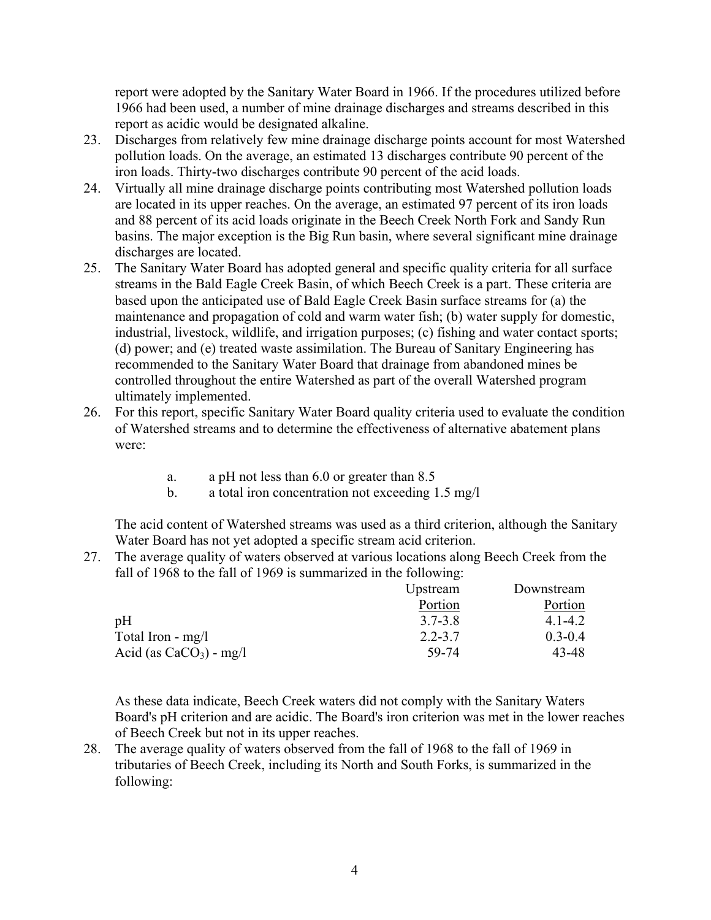report were adopted by the Sanitary Water Board in 1966. If the procedures utilized before 1966 had been used, a number of mine drainage discharges and streams described in this report as acidic would be designated alkaline.

23. Discharges from relatively few mine drainage discharge points account for most Watershed pollution loads. On the average, an estimated 13 discharges contribute 90 percent of the iron loads. Thirty-two discharges contribute 90 percent of the acid loads.
24. Virtually all mine drainage discharge points contributing most Watershed pollution loads are located in its upper reaches. On the average, an estimated 97 percent of its iron loads and 88 percent of its acid loads originate in the Beech Creek North Fork and Sandy Run basins. The major exception is the Big Run basin, where several significant mine drainage discharges are located.
25. The Sanitary Water Board has adopted general and specific quality criteria for all surface streams in the Bald Eagle Creek Basin, of which Beech Creek is a part. These criteria are based upon the anticipated use of Bald Eagle Creek Basin surface streams for (a) the maintenance and propagation of cold and warm water fish; (b) water supply for domestic, industrial, livestock, wildlife, and irrigation purposes; (c) fishing and water contact sports; (d) power; and (e) treated waste assimilation. The Bureau of Sanitary Engineering has recommended to the Sanitary Water Board that drainage from abandoned mines be controlled throughout the entire Watershed as part of the overall Watershed program ultimately implemented.
26. For this report, specific Sanitary Water Board quality criteria used to evaluate the condition of Watershed streams and to determine the effectiveness of alternative abatement plans were:

    a. a pH not less than 6.0 or greater than 8.5
    b. a total iron concentration not exceeding 1.5 mg/l

    The acid content of Watershed streams was used as a third criterion, although the Sanitary Water Board has not yet adopted a specific stream acid criterion.

27. The average quality of waters observed at various locations along Beech Creek from the fall of 1968 to the fall of 1969 is summarized in the following:

| | Upstream Portion | Downstream Portion |
|---|---|---|
| pH | 3.7-3.8 | 4.1-4.2 |
| Total Iron - mg/l | 2.2-3.7 | 0.3-0.4 |
| Acid (as $CaCO_3$) - mg/l | 59-74 | 43-48 |

    As these data indicate, Beech Creek waters did not comply with the Sanitary Waters Board's pH criterion and are acidic. The Board's iron criterion was met in the lower reaches of Beech Creek but not in its upper reaches.

28. The average quality of waters observed from the fall of 1968 to the fall of 1969 in tributaries of Beech Creek, including its North and South Forks, is summarized in the following: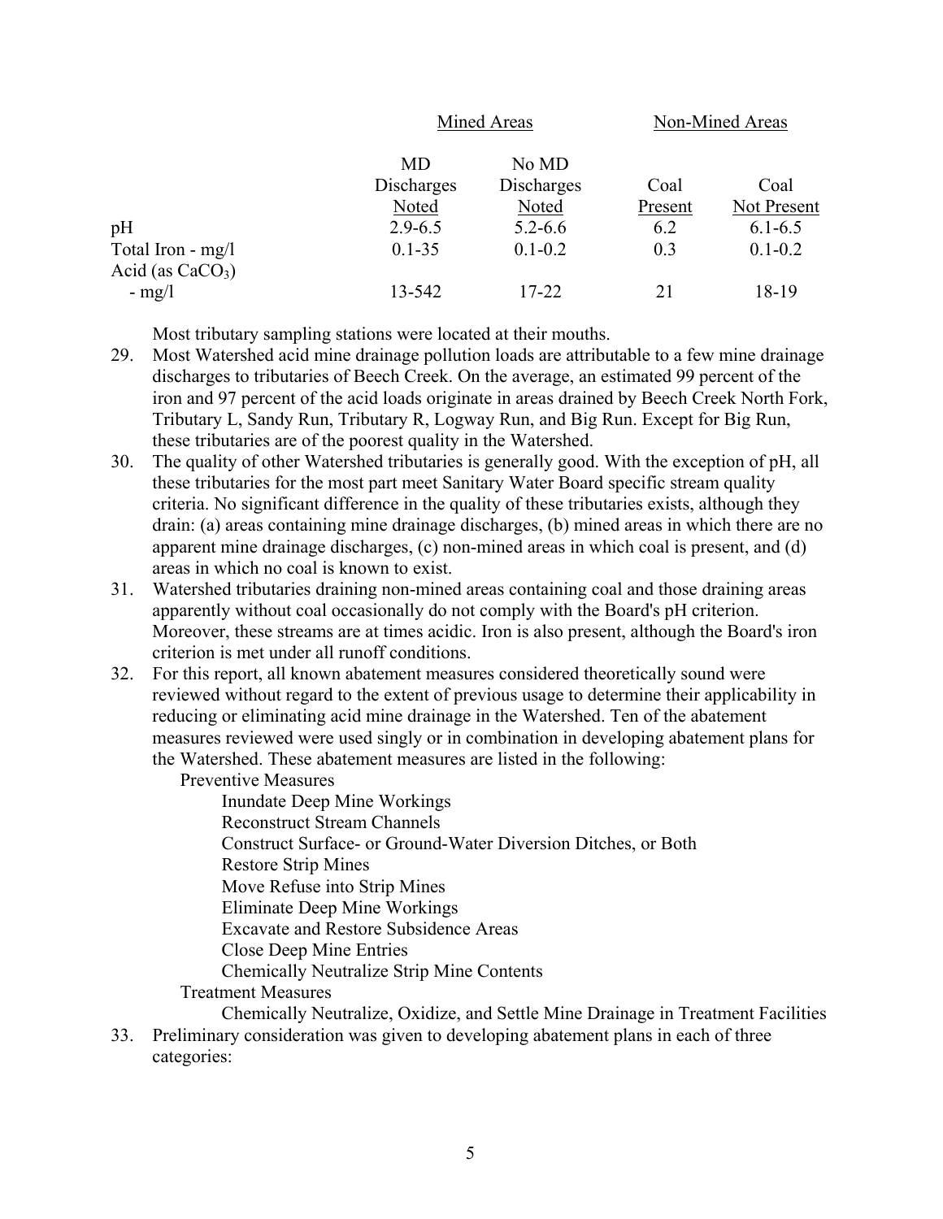| | Mined Areas | | Non-Mined Areas | |
|---|---|---|---|---|
| | MD Discharges Noted | No MD Discharges Noted | Coal Present | Coal Not Present |
| pH | 2.9-6.5 | 5.2-6.6 | 6.2 | 6.1-6.5 |
| Total Iron - mg/l | 0.1-35 | 0.1-0.2 | 0.3 | 0.1-0.2 |
| Acid (as $CaCO_3$) - mg/l | 13-542 | 17-22 | 21 | 18-19 |

Most tributary sampling stations were located at their mouths.

29. Most Watershed acid mine drainage pollution loads are attributable to a few mine drainage discharges to tributaries of Beech Creek. On the average, an estimated 99 percent of the iron and 97 percent of the acid loads originate in areas drained by Beech Creek North Fork, Tributary L, Sandy Run, Tributary R, Logway Run, and Big Run. Except for Big Run, these tributaries are of the poorest quality in the Watershed.
30. The quality of other Watershed tributaries is generally good. With the exception of pH, all these tributaries for the most part meet Sanitary Water Board specific stream quality criteria. No significant difference in the quality of these tributaries exists, although they drain: (a) areas containing mine drainage discharges, (b) mined areas in which there are no apparent mine drainage discharges, (c) non-mined areas in which coal is present, and (d) areas in which no coal is known to exist.
31. Watershed tributaries draining non-mined areas containing coal and those draining areas apparently without coal occasionally do not comply with the Board's pH criterion. Moreover, these streams are at times acidic. Iron is also present, although the Board's iron criterion is met under all runoff conditions.
32. For this report, all known abatement measures considered theoretically sound were reviewed without regard to the extent of previous usage to determine their applicability in reducing or eliminating acid mine drainage in the Watershed. Ten of the abatement measures reviewed were used singly or in combination in developing abatement plans for the Watershed. These abatement measures are listed in the following:
    - Preventive Measures
        - Inundate Deep Mine Workings
        - Reconstruct Stream Channels
        - Construct Surface- or Ground-Water Diversion Ditches, or Both
        - Restore Strip Mines
        - Move Refuse into Strip Mines
        - Eliminate Deep Mine Workings
        - Excavate and Restore Subsidence Areas
        - Close Deep Mine Entries
        - Chemically Neutralize Strip Mine Contents
    - Treatment Measures
        - Chemically Neutralize, Oxidize, and Settle Mine Drainage in Treatment Facilities
33. Preliminary consideration was given to developing abatement plans in each of three categories: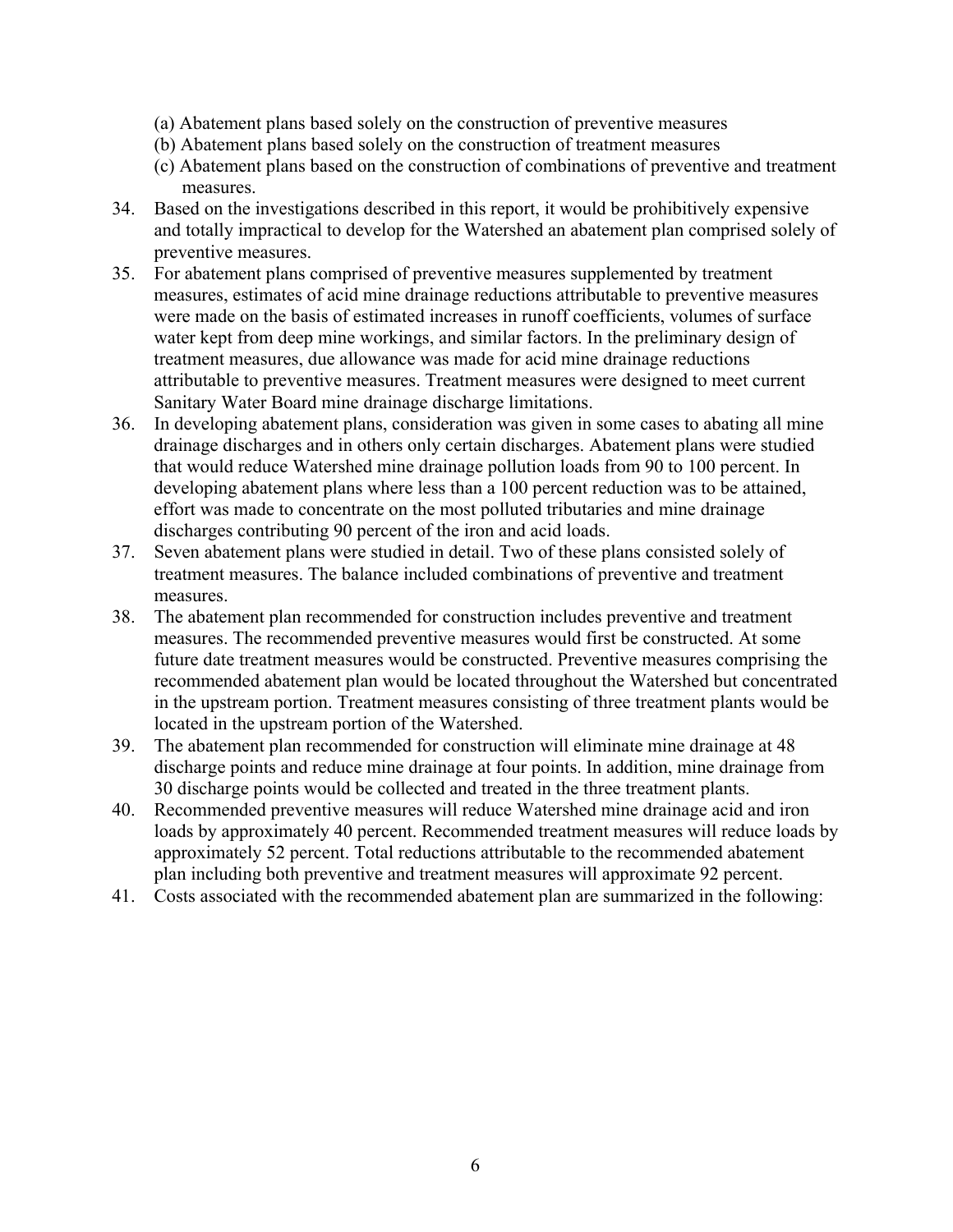(a) Abatement plans based solely on the construction of preventive measures
(b) Abatement plans based solely on the construction of treatment measures
(c) Abatement plans based on the construction of combinations of preventive and treatment measures.

34. Based on the investigations described in this report, it would be prohibitively expensive and totally impractical to develop for the Watershed an abatement plan comprised solely of preventive measures.
35. For abatement plans comprised of preventive measures supplemented by treatment measures, estimates of acid mine drainage reductions attributable to preventive measures were made on the basis of estimated increases in runoff coefficients, volumes of surface water kept from deep mine workings, and similar factors. In the preliminary design of treatment measures, due allowance was made for acid mine drainage reductions attributable to preventive measures. Treatment measures were designed to meet current Sanitary Water Board mine drainage discharge limitations.
36. In developing abatement plans, consideration was given in some cases to abating all mine drainage discharges and in others only certain discharges. Abatement plans were studied that would reduce Watershed mine drainage pollution loads from 90 to 100 percent. In developing abatement plans where less than a 100 percent reduction was to be attained, effort was made to concentrate on the most polluted tributaries and mine drainage discharges contributing 90 percent of the iron and acid loads.
37. Seven abatement plans were studied in detail. Two of these plans consisted solely of treatment measures. The balance included combinations of preventive and treatment measures.
38. The abatement plan recommended for construction includes preventive and treatment measures. The recommended preventive measures would first be constructed. At some future date treatment measures would be constructed. Preventive measures comprising the recommended abatement plan would be located throughout the Watershed but concentrated in the upstream portion. Treatment measures consisting of three treatment plants would be located in the upstream portion of the Watershed.
39. The abatement plan recommended for construction will eliminate mine drainage at 48 discharge points and reduce mine drainage at four points. In addition, mine drainage from 30 discharge points would be collected and treated in the three treatment plants.
40. Recommended preventive measures will reduce Watershed mine drainage acid and iron loads by approximately 40 percent. Recommended treatment measures will reduce loads by approximately 52 percent. Total reductions attributable to the recommended abatement plan including both preventive and treatment measures will approximate 92 percent.
41. Costs associated with the recommended abatement plan are summarized in the following: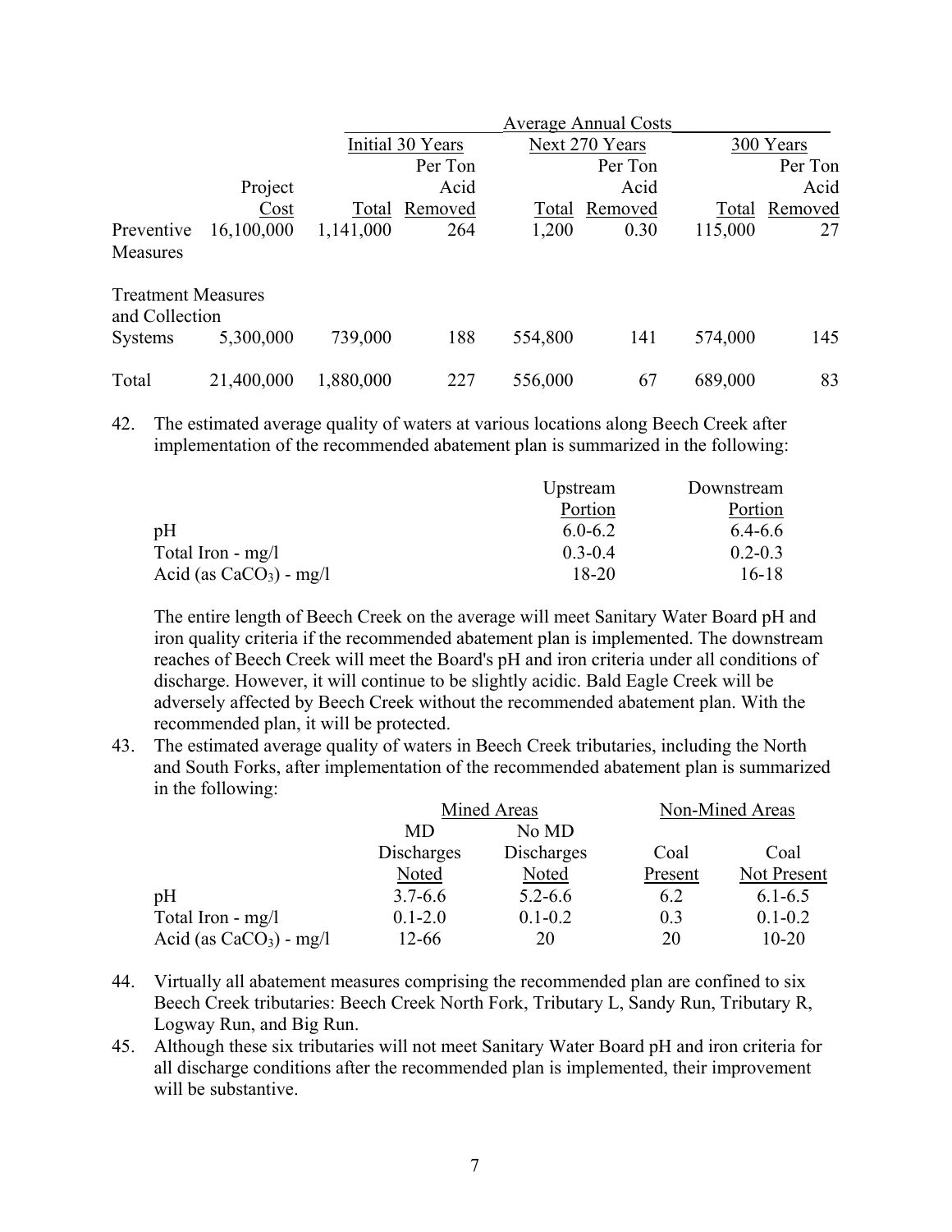| | Project Cost | Average Annual Costs | | | | | |
|---|---|---|---|---|---|---|---|
| | | Initial 30 Years | | Next 270 Years | | 300 Years | |
| | | Total | Per Ton Acid Removed | Total | Per Ton Acid Removed | Total | Per Ton Acid Removed |
| Preventive Measures | 16,100,000 | 1,141,000 | 264 | 1,200 | 0.30 | 115,000 | 27 |
| Treatment Measures and Collection Systems | 5,300,000 | 739,000 | 188 | 554,800 | 141 | 574,000 | 145 |
| Total | 21,400,000 | 1,880,000 | 227 | 556,000 | 67 | 689,000 | 83 |

42. The estimated average quality of waters at various locations along Beech Creek after implementation of the recommended abatement plan is summarized in the following:

| | Upstream Portion | Downstream Portion |
|---|---|---|
| pH | 6.0-6.2 | 6.4-6.6 |
| Total Iron - mg/l | 0.3-0.4 | 0.2-0.3 |
| Acid (as $CaCO_3$) - mg/l | 18-20 | 16-18 |

The entire length of Beech Creek on the average will meet Sanitary Water Board pH and iron quality criteria if the recommended abatement plan is implemented. The downstream reaches of Beech Creek will meet the Board's pH and iron criteria under all conditions of discharge. However, it will continue to be slightly acidic. Bald Eagle Creek will be adversely affected by Beech Creek without the recommended abatement plan. With the recommended plan, it will be protected.

43. The estimated average quality of waters in Beech Creek tributaries, including the North and South Forks, after implementation of the recommended abatement plan is summarized in the following:

| | Mined Areas | | Non-Mined Areas | |
|---|---|---|---|---|
| | MD Discharges Noted | No MD Discharges Noted | Coal Present | Coal Not Present |
| pH | 3.7-6.6 | 5.2-6.6 | 6.2 | 6.1-6.5 |
| Total Iron - mg/l | 0.1-2.0 | 0.1-0.2 | 0.3 | 0.1-0.2 |
| Acid (as $CaCO_3$) - mg/l | 12-66 | 20 | 20 | 10-20 |

44. Virtually all abatement measures comprising the recommended plan are confined to six Beech Creek tributaries: Beech Creek North Fork, Tributary L, Sandy Run, Tributary R, Logway Run, and Big Run.

45. Although these six tributaries will not meet Sanitary Water Board pH and iron criteria for all discharge conditions after the recommended plan is implemented, their improvement will be substantive.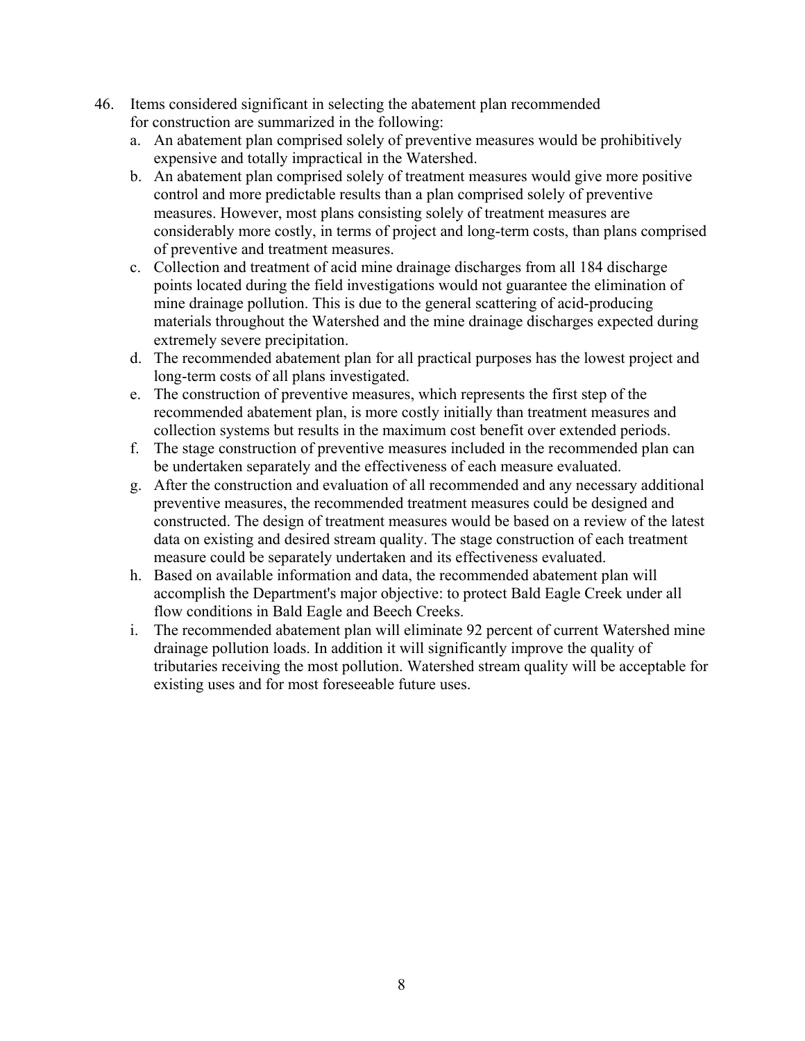46. Items considered significant in selecting the abatement plan recommended for construction are summarized in the following:
    a. An abatement plan comprised solely of preventive measures would be prohibitively expensive and totally impractical in the Watershed.
    b. An abatement plan comprised solely of treatment measures would give more positive control and more predictable results than a plan comprised solely of preventive measures. However, most plans consisting solely of treatment measures are considerably more costly, in terms of project and long-term costs, than plans comprised of preventive and treatment measures.
    c. Collection and treatment of acid mine drainage discharges from all 184 discharge points located during the field investigations would not guarantee the elimination of mine drainage pollution. This is due to the general scattering of acid-producing materials throughout the Watershed and the mine drainage discharges expected during extremely severe precipitation.
    d. The recommended abatement plan for all practical purposes has the lowest project and long-term costs of all plans investigated.
    e. The construction of preventive measures, which represents the first step of the recommended abatement plan, is more costly initially than treatment measures and collection systems but results in the maximum cost benefit over extended periods.
    f. The stage construction of preventive measures included in the recommended plan can be undertaken separately and the effectiveness of each measure evaluated.
    g. After the construction and evaluation of all recommended and any necessary additional preventive measures, the recommended treatment measures could be designed and constructed. The design of treatment measures would be based on a review of the latest data on existing and desired stream quality. The stage construction of each treatment measure could be separately undertaken and its effectiveness evaluated.
    h. Based on available information and data, the recommended abatement plan will accomplish the Department's major objective: to protect Bald Eagle Creek under all flow conditions in Bald Eagle and Beech Creeks.
    i. The recommended abatement plan will eliminate 92 percent of current Watershed mine drainage pollution loads. In addition it will significantly improve the quality of tributaries receiving the most pollution. Watershed stream quality will be acceptable for existing uses and for most foreseeable future uses.